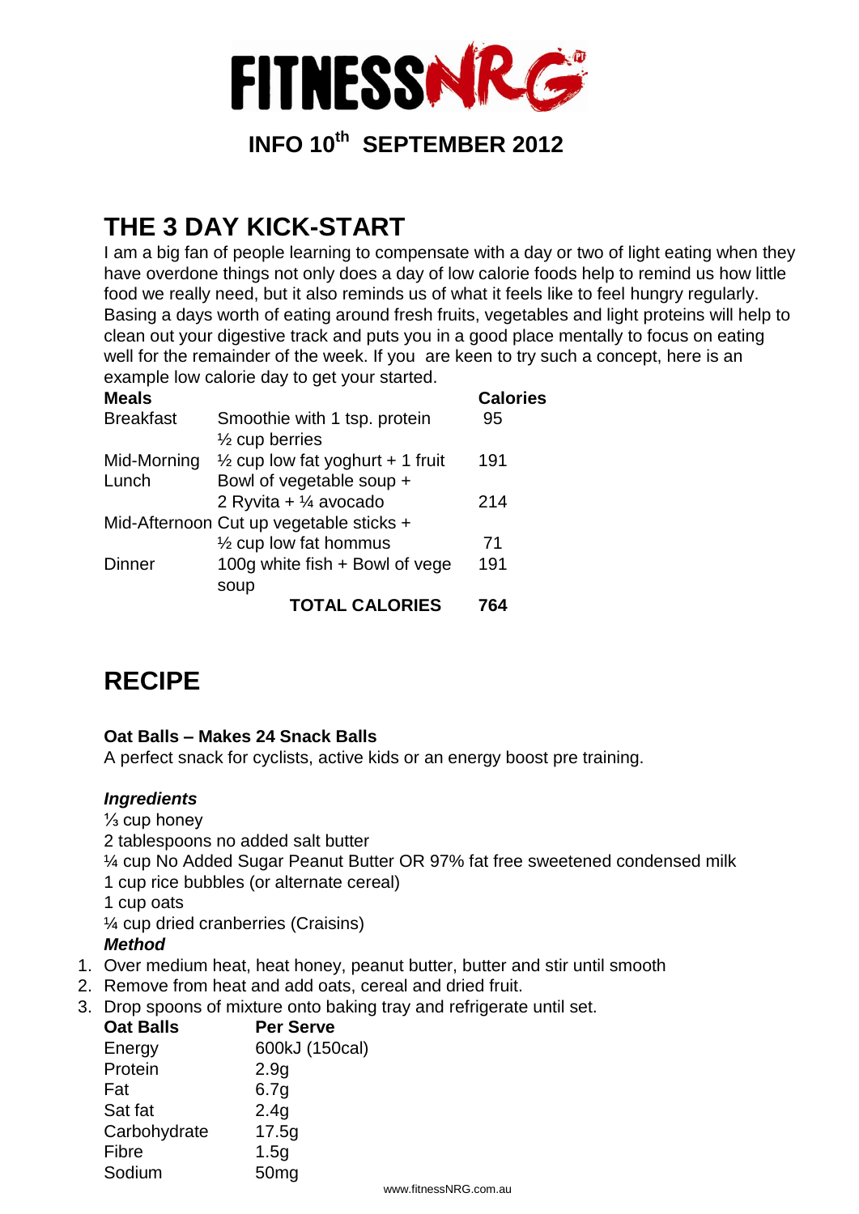# FITNESSNRG

## INFO 10th SEPTEMBER 2012

## THE 3 DAY KICK-START

I am a big fan of people learning to compensate with a day or two of light eating when they have overdone things not only does a day of low calorie foods help to remind us how little food we really need, but it also reminds us of what it feels like to feel hungry regularly. Basing a days worth of eating around fresh fruits, vegetables and light proteins will help to clean out your digestive track and puts you in a good place mentally to focus on eating well for the remainder of the week. If you are keen to try such a concept, here is an example low calorie day to get your started.

| Meals | | Calories |
|---|---|---|
| Breakfast | Smoothie with 1 tsp. protein ½ cup berries | 95 |
| Mid-Morning | ½ cup low fat yoghurt + 1 fruit | 191 |
| Lunch | Bowl of vegetable soup + 2 Ryvita + ¼ avocado | 214 |
| Mid-Afternoon | Cut up vegetable sticks + ½ cup low fat hommus | 71 |
| Dinner | 100g white fish + Bowl of vege soup | 191 |
| | **TOTAL CALORIES** | **764** |

## RECIPE

**Oat Balls – Makes 24 Snack Balls**

A perfect snack for cyclists, active kids or an energy boost pre training.

***Ingredients***

⅓ cup honey
2 tablespoons no added salt butter
¼ cup No Added Sugar Peanut Butter OR 97% fat free sweetened condensed milk
1 cup rice bubbles (or alternate cereal)
1 cup oats
¼ cup dried cranberries (Craisins)

***Method***

1. Over medium heat, heat honey, peanut butter, butter and stir until smooth
2. Remove from heat and add oats, cereal and dried fruit.
3. Drop spoons of mixture onto baking tray and refrigerate until set.

| Oat Balls | Per Serve |
|---|---|
| Energy | 600kJ (150cal) |
| Protein | 2.9g |
| Fat | 6.7g |
| Sat fat | 2.4g |
| Carbohydrate | 17.5g |
| Fibre | 1.5g |
| Sodium | 50mg |

www.fitnessNRG.com.au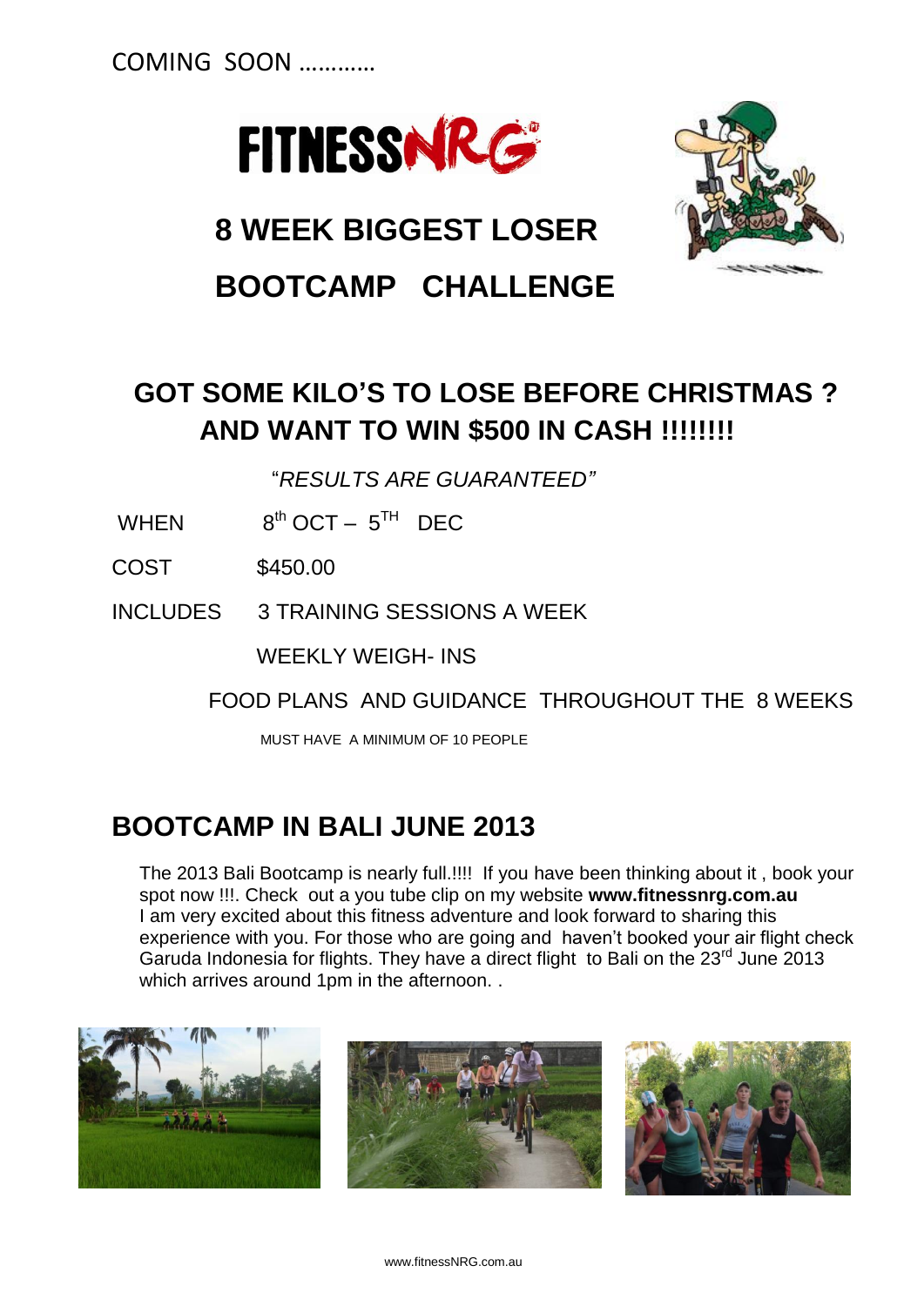COMING SOON …………

FITNESSNRG

# 8 WEEK BIGGEST LOSER BOOTCAMP CHALLENGE

## GOT SOME KILO'S TO LOSE BEFORE CHRISTMAS ? AND WANT TO WIN $500 IN CASH !!!!!!!!

*"RESULTS ARE GUARANTEED"*

WHEN 8th OCT – 5TH DEC

COST $450.00

INCLUDES 3 TRAINING SESSIONS A WEEK

WEEKLY WEIGH- INS

FOOD PLANS AND GUIDANCE THROUGHOUT THE 8 WEEKS

MUST HAVE A MINIMUM OF 10 PEOPLE

## BOOTCAMP IN BALI JUNE 2013

The 2013 Bali Bootcamp is nearly full.!!!! If you have been thinking about it , book your spot now !!!. Check out a you tube clip on my website **www.fitnessnrg.com.au**
I am very excited about this fitness adventure and look forward to sharing this experience with you. For those who are going and haven't booked your air flight check Garuda Indonesia for flights. They have a direct flight to Bali on the 23rd June 2013 which arrives around 1pm in the afternoon. .